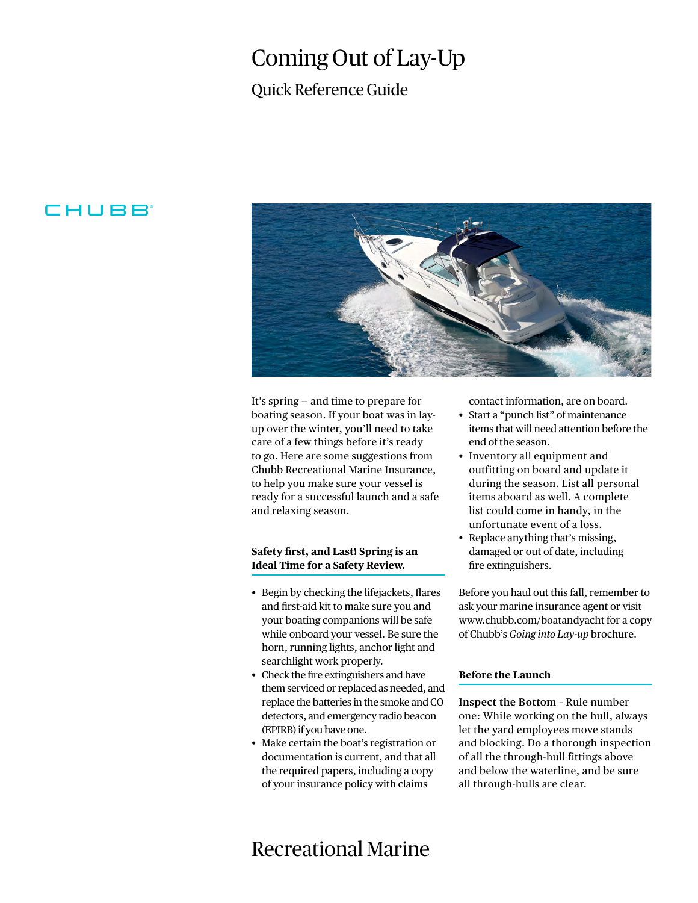# Coming Out of Lay-Up

## Quick Reference Guide

CHUBB®

It's spring – and time to prepare for boating season. If your boat was in lay-up over the winter, you'll need to take care of a few things before it's ready to go. Here are some suggestions from Chubb Recreational Marine Insurance, to help you make sure your vessel is ready for a successful launch and a safe and relaxing season.

### Safety first, and Last! Spring is an Ideal Time for a Safety Review.

- Begin by checking the lifejackets, flares and first-aid kit to make sure you and your boating companions will be safe while onboard your vessel. Be sure the horn, running lights, anchor light and searchlight work properly.
- Check the fire extinguishers and have them serviced or replaced as needed, and replace the batteries in the smoke and CO detectors, and emergency radio beacon (EPIRB) if you have one.
- Make certain the boat's registration or documentation is current, and that all the required papers, including a copy of your insurance policy with claims contact information, are on board.
- Start a "punch list" of maintenance items that will need attention before the end of the season.
- Inventory all equipment and outfitting on board and update it during the season. List all personal items aboard as well. A complete list could come in handy, in the unfortunate event of a loss.
- Replace anything that's missing, damaged or out of date, including fire extinguishers.

Before you haul out this fall, remember to ask your marine insurance agent or visit www.chubb.com/boatandyacht for a copy of Chubb's *Going into Lay-up* brochure.

### Before the Launch

**Inspect the Bottom** – Rule number one: While working on the hull, always let the yard employees move stands and blocking. Do a thorough inspection of all the through-hull fittings above and below the waterline, and be sure all through-hulls are clear.

Recreational Marine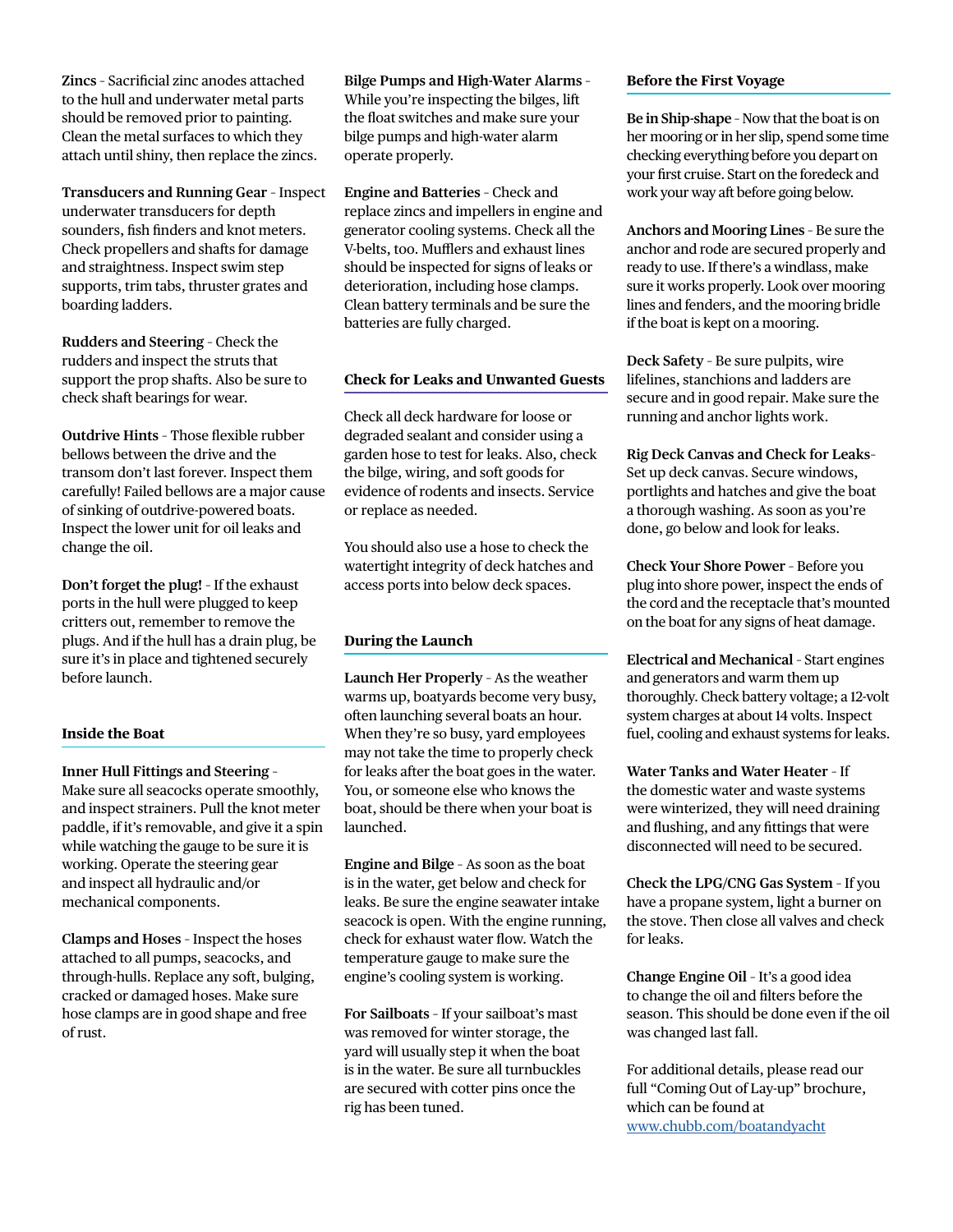**Zincs** - Sacrificial zinc anodes attached to the hull and underwater metal parts should be removed prior to painting. Clean the metal surfaces to which they attach until shiny, then replace the zincs.

**Transducers and Running Gear** - Inspect underwater transducers for depth sounders, fish finders and knot meters. Check propellers and shafts for damage and straightness. Inspect swim step supports, trim tabs, thruster grates and boarding ladders.

**Rudders and Steering** - Check the rudders and inspect the struts that support the prop shafts. Also be sure to check shaft bearings for wear.

**Outdrive Hints** - Those flexible rubber bellows between the drive and the transom don't last forever. Inspect them carefully! Failed bellows are a major cause of sinking of outdrive-powered boats. Inspect the lower unit for oil leaks and change the oil.

**Don't forget the plug!** - If the exhaust ports in the hull were plugged to keep critters out, remember to remove the plugs. And if the hull has a drain plug, be sure it's in place and tightened securely before launch.

## Inside the Boat

**Inner Hull Fittings and Steering** - Make sure all seacocks operate smoothly, and inspect strainers. Pull the knot meter paddle, if it's removable, and give it a spin while watching the gauge to be sure it is working. Operate the steering gear and inspect all hydraulic and/or mechanical components.

**Clamps and Hoses** - Inspect the hoses attached to all pumps, seacocks, and through-hulls. Replace any soft, bulging, cracked or damaged hoses. Make sure hose clamps are in good shape and free of rust.

**Bilge Pumps and High-Water Alarms** - While you're inspecting the bilges, lift the float switches and make sure your bilge pumps and high-water alarm operate properly.

**Engine and Batteries** - Check and replace zincs and impellers in engine and generator cooling systems. Check all the V-belts, too. Mufflers and exhaust lines should be inspected for signs of leaks or deterioration, including hose clamps. Clean battery terminals and be sure the batteries are fully charged.

## Check for Leaks and Unwanted Guests

Check all deck hardware for loose or degraded sealant and consider using a garden hose to test for leaks. Also, check the bilge, wiring, and soft goods for evidence of rodents and insects. Service or replace as needed.

You should also use a hose to check the watertight integrity of deck hatches and access ports into below deck spaces.

## During the Launch

**Launch Her Properly** - As the weather warms up, boatyards become very busy, often launching several boats an hour. When they're so busy, yard employees may not take the time to properly check for leaks after the boat goes in the water. You, or someone else who knows the boat, should be there when your boat is launched.

**Engine and Bilge** - As soon as the boat is in the water, get below and check for leaks. Be sure the engine seawater intake seacock is open. With the engine running, check for exhaust water flow. Watch the temperature gauge to make sure the engine's cooling system is working.

**For Sailboats** - If your sailboat's mast was removed for winter storage, the yard will usually step it when the boat is in the water. Be sure all turnbuckles are secured with cotter pins once the rig has been tuned.

## Before the First Voyage

**Be in Ship-shape** - Now that the boat is on her mooring or in her slip, spend some time checking everything before you depart on your first cruise. Start on the foredeck and work your way aft before going below.

**Anchors and Mooring Lines** - Be sure the anchor and rode are secured properly and ready to use. If there's a windlass, make sure it works properly. Look over mooring lines and fenders, and the mooring bridle if the boat is kept on a mooring.

**Deck Safety** - Be sure pulpits, wire lifelines, stanchions and ladders are secure and in good repair. Make sure the running and anchor lights work.

**Rig Deck Canvas and Check for Leaks**- Set up deck canvas. Secure windows, portlights and hatches and give the boat a thorough washing. As soon as you're done, go below and look for leaks.

**Check Your Shore Power** - Before you plug into shore power, inspect the ends of the cord and the receptacle that's mounted on the boat for any signs of heat damage.

**Electrical and Mechanical** - Start engines and generators and warm them up thoroughly. Check battery voltage; a 12-volt system charges at about 14 volts. Inspect fuel, cooling and exhaust systems for leaks.

**Water Tanks and Water Heater** - If the domestic water and waste systems were winterized, they will need draining and flushing, and any fittings that were disconnected will need to be secured.

**Check the LPG/CNG Gas System** - If you have a propane system, light a burner on the stove. Then close all valves and check for leaks.

**Change Engine Oil** - It's a good idea to change the oil and filters before the season. This should be done even if the oil was changed last fall.

For additional details, please read our full "Coming Out of Lay-up" brochure, which can be found at www.chubb.com/boatandyacht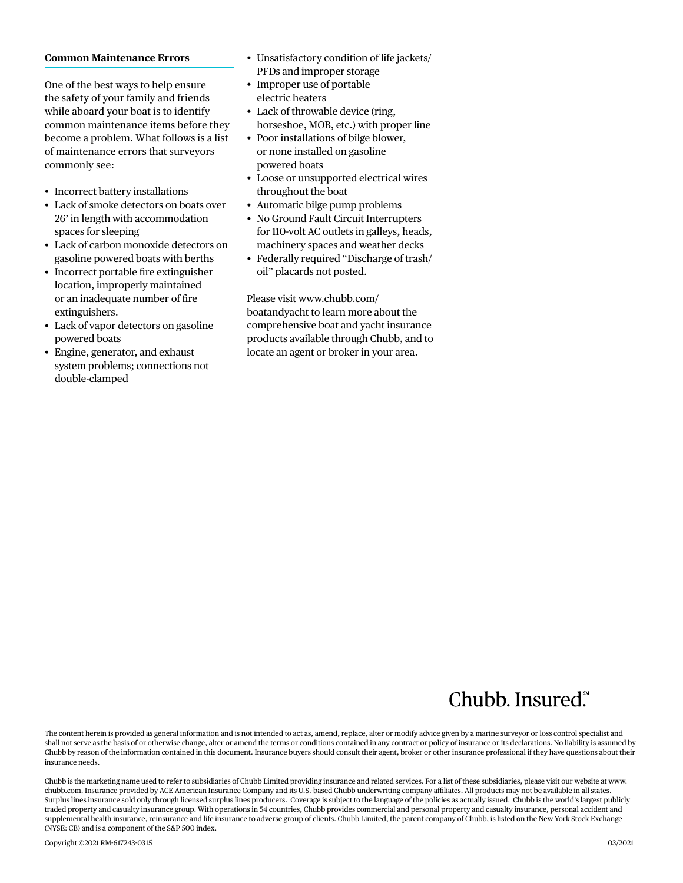### Common Maintenance Errors

One of the best ways to help ensure the safety of your family and friends while aboard your boat is to identify common maintenance items before they become a problem. What follows is a list of maintenance errors that surveyors commonly see:

- Incorrect battery installations
- Lack of smoke detectors on boats over 26' in length with accommodation spaces for sleeping
- Lack of carbon monoxide detectors on gasoline powered boats with berths
- Incorrect portable fire extinguisher location, improperly maintained or an inadequate number of fire extinguishers.
- Lack of vapor detectors on gasoline powered boats
- Engine, generator, and exhaust system problems; connections not double-clamped
- Unsatisfactory condition of life jackets/ PFDs and improper storage
- Improper use of portable electric heaters
- Lack of throwable device (ring, horseshoe, MOB, etc.) with proper line
- Poor installations of bilge blower, or none installed on gasoline powered boats
- Loose or unsupported electrical wires throughout the boat
- Automatic bilge pump problems
- No Ground Fault Circuit Interrupters for 110-volt AC outlets in galleys, heads, machinery spaces and weather decks
- Federally required "Discharge of trash/ oil" placards not posted.

Please visit www.chubb.com/boatandyacht to learn more about the comprehensive boat and yacht insurance products available through Chubb, and to locate an agent or broker in your area.

Chubb. Insured.℠

The content herein is provided as general information and is not intended to act as, amend, replace, alter or modify advice given by a marine surveyor or loss control specialist and shall not serve as the basis of or otherwise change, alter or amend the terms or conditions contained in any contract or policy of insurance or its declarations. No liability is assumed by Chubb by reason of the information contained in this document. Insurance buyers should consult their agent, broker or other insurance professional if they have questions about their insurance needs.

Chubb is the marketing name used to refer to subsidiaries of Chubb Limited providing insurance and related services. For a list of these subsidiaries, please visit our website at www.chubb.com. Insurance provided by ACE American Insurance Company and its U.S.-based Chubb underwriting company affiliates. All products may not be available in all states. Surplus lines insurance sold only through licensed surplus lines producers. Coverage is subject to the language of the policies as actually issued. Chubb is the world's largest publicly traded property and casualty insurance group. With operations in 54 countries, Chubb provides commercial and personal property and casualty insurance, personal accident and supplemental health insurance, reinsurance and life insurance to adverse group of clients. Chubb Limited, the parent company of Chubb, is listed on the New York Stock Exchange (NYSE: CB) and is a component of the S&P 500 index.

Copyright ©2021 RM-617243-0315

03/2021